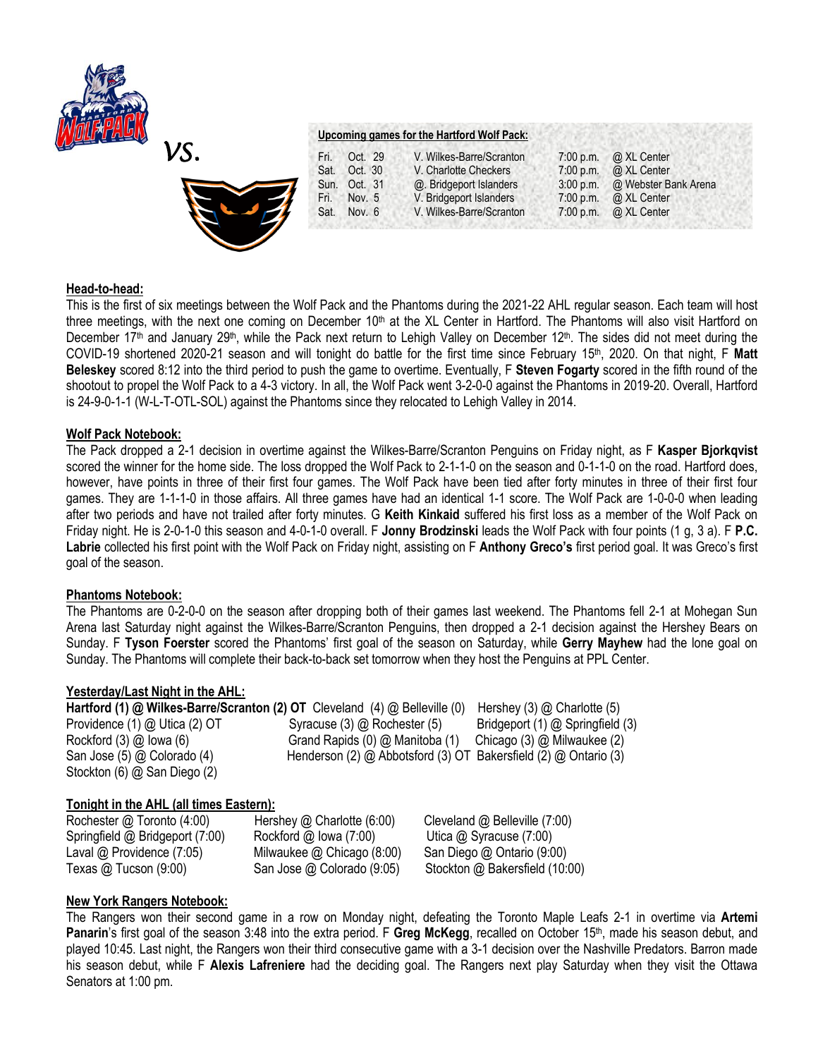*vs.*

**Upcoming games for the Hartford Wolf Pack:**

| | | | | |
|---|---|---|---|---|
| Fri. | Oct. 29 | V. Wilkes-Barre/Scranton | 7:00 p.m. | @ XL Center |
| Sat. | Oct. 30 | V. Charlotte Checkers | 7:00 p.m. | @ XL Center |
| Sun. | Oct. 31 | @. Bridgeport Islanders | 3:00 p.m. | @ Webster Bank Arena |
| Fri. | Nov. 5 | V. Bridgeport Islanders | 7:00 p.m. | @ XL Center |
| Sat. | Nov. 6 | V. Wilkes-Barre/Scranton | 7:00 p.m. | @ XL Center |

## Head-to-head:

This is the first of six meetings between the Wolf Pack and the Phantoms during the 2021-22 AHL regular season. Each team will host three meetings, with the next one coming on December 10th at the XL Center in Hartford. The Phantoms will also visit Hartford on December 17th and January 29th, while the Pack next return to Lehigh Valley on December 12th. The sides did not meet during the COVID-19 shortened 2020-21 season and will tonight do battle for the first time since February 15th, 2020. On that night, F **Matt Beleskey** scored 8:12 into the third period to push the game to overtime. Eventually, F **Steven Fogarty** scored in the fifth round of the shootout to propel the Wolf Pack to a 4-3 victory. In all, the Wolf Pack went 3-2-0-0 against the Phantoms in 2019-20. Overall, Hartford is 24-9-0-1-1 (W-L-T-OTL-SOL) against the Phantoms since they relocated to Lehigh Valley in 2014.

## Wolf Pack Notebook:

The Pack dropped a 2-1 decision in overtime against the Wilkes-Barre/Scranton Penguins on Friday night, as F **Kasper Bjorkqvist** scored the winner for the home side. The loss dropped the Wolf Pack to 2-1-1-0 on the season and 0-1-1-0 on the road. Hartford does, however, have points in three of their first four games. The Wolf Pack have been tied after forty minutes in three of their first four games. They are 1-1-1-0 in those affairs. All three games have had an identical 1-1 score. The Wolf Pack are 1-0-0-0 when leading after two periods and have not trailed after forty minutes. G **Keith Kinkaid** suffered his first loss as a member of the Wolf Pack on Friday night. He is 2-0-1-0 this season and 4-0-1-0 overall. F **Jonny Brodzinski** leads the Wolf Pack with four points (1 g, 3 a). F **P.C. Labrie** collected his first point with the Wolf Pack on Friday night, assisting on F **Anthony Greco's** first period goal. It was Greco's first goal of the season.

## Phantoms Notebook:

The Phantoms are 0-2-0-0 on the season after dropping both of their games last weekend. The Phantoms fell 2-1 at Mohegan Sun Arena last Saturday night against the Wilkes-Barre/Scranton Penguins, then dropped a 2-1 decision against the Hershey Bears on Sunday. F **Tyson Foerster** scored the Phantoms' first goal of the season on Saturday, while **Gerry Mayhew** had the lone goal on Sunday. The Phantoms will complete their back-to-back set tomorrow when they host the Penguins at PPL Center.

## Yesterday/Last Night in the AHL:

| | | |
|---|---|---|
| **Hartford (1) @ Wilkes-Barre/Scranton (2) OT** | Cleveland (4) @ Belleville (0) | Hershey (3) @ Charlotte (5) |
| Providence (1) @ Utica (2) OT | Syracuse (3) @ Rochester (5) | Bridgeport (1) @ Springfield (3) |
| Rockford (3) @ Iowa (6) | Grand Rapids (0) @ Manitoba (1) | Chicago (3) @ Milwaukee (2) |
| San Jose (5) @ Colorado (4) | Henderson (2) @ Abbotsford (3) OT | Bakersfield (2) @ Ontario (3) |
| Stockton (6) @ San Diego (2) | | |

## Tonight in the AHL (all times Eastern):

| | | |
|---|---|---|
| Rochester @ Toronto (4:00) | Hershey @ Charlotte (6:00) | Cleveland @ Belleville (7:00) |
| Springfield @ Bridgeport (7:00) | Rockford @ Iowa (7:00) | Utica @ Syracuse (7:00) |
| Laval @ Providence (7:05) | Milwaukee @ Chicago (8:00) | San Diego @ Ontario (9:00) |
| Texas @ Tucson (9:00) | San Jose @ Colorado (9:05) | Stockton @ Bakersfield (10:00) |

## New York Rangers Notebook:

The Rangers won their second game in a row on Monday night, defeating the Toronto Maple Leafs 2-1 in overtime via **Artemi Panarin**'s first goal of the season 3:48 into the extra period. F **Greg McKegg**, recalled on October 15th, made his season debut, and played 10:45. Last night, the Rangers won their third consecutive game with a 3-1 decision over the Nashville Predators. Barron made his season debut, while F **Alexis Lafreniere** had the deciding goal. The Rangers next play Saturday when they visit the Ottawa Senators at 1:00 pm.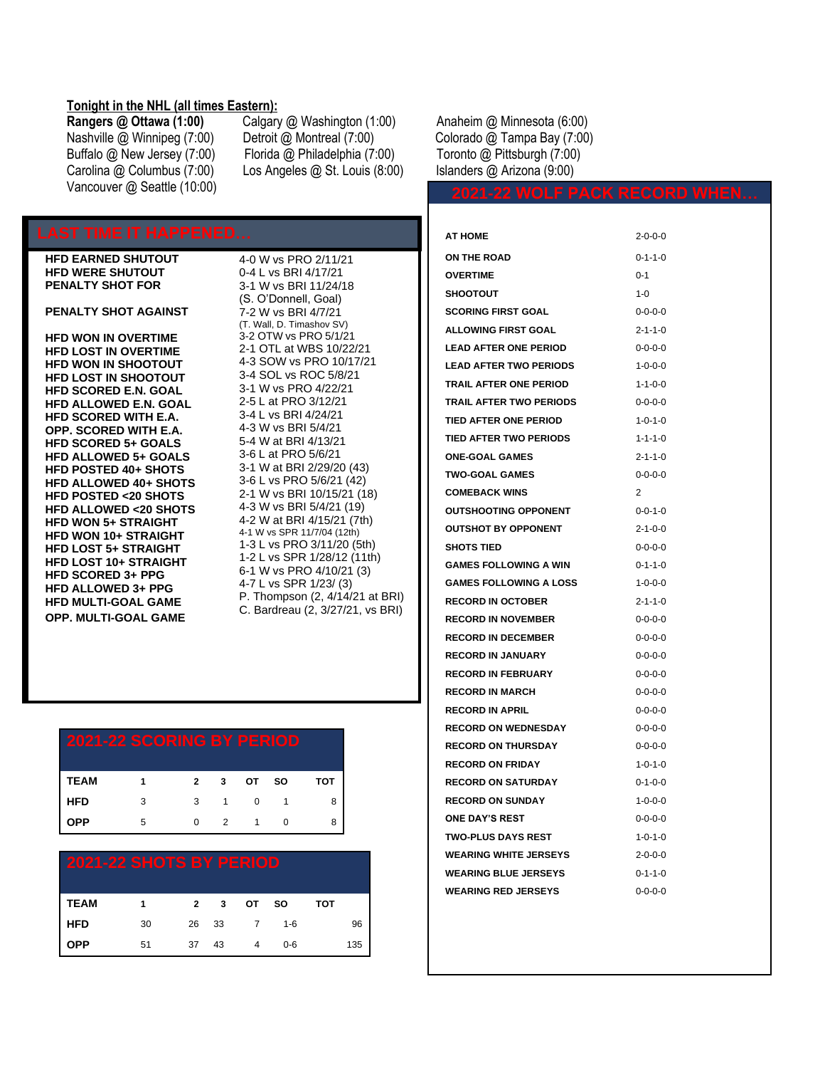**Tonight in the NHL (all times Eastern):**

**Rangers @ Ottawa (1:00)**
Nashville @ Winnipeg (7:00)
Buffalo @ New Jersey (7:00)
Carolina @ Columbus (7:00)
Vancouver @ Seattle (10:00)
Calgary @ Washington (1:00)
Detroit @ Montreal (7:00)
Florida @ Philadelphia (7:00)
Los Angeles @ St. Louis (8:00)
Anaheim @ Minnesota (6:00)
Colorado @ Tampa Bay (7:00)
Toronto @ Pittsburgh (7:00)
Islanders @ Arizona (9:00)

## LAST TIME IT HAPPENED...

| | |
|---|---|
| **HFD EARNED SHUTOUT** | 4-0 W vs PRO 2/11/21 |
| **HFD WERE SHUTOUT** | 0-4 L vs BRI 4/17/21 |
| **PENALTY SHOT FOR** | 3-1 W vs BRI 11/24/18 (S. O'Donnell, Goal) |
| **PENALTY SHOT AGAINST** | 7-2 W vs BRI 4/7/21 (T. Wall, D. Timashov SV) |
| **HFD WON IN OVERTIME** | 3-2 OTW vs PRO 5/1/21 |
| **HFD LOST IN OVERTIME** | 2-1 OTL at WBS 10/22/21 |
| **HFD WON IN SHOOTOUT** | 4-3 SOW vs PRO 10/17/21 |
| **HFD LOST IN SHOOTOUT** | 3-4 SOL vs ROC 5/8/21 |
| **HFD SCORED E.N. GOAL** | 3-1 W vs PRO 4/22/21 |
| **HFD ALLOWED E.N. GOAL** | 2-5 L at PRO 3/12/21 |
| **HFD SCORED WITH E.A.** | 3-4 L vs BRI 4/24/21 |
| **OPP. SCORED WITH E.A.** | 4-3 W vs BRI 5/4/21 |
| **HFD SCORED 5+ GOALS** | 5-4 W at BRI 4/13/21 |
| **HFD ALLOWED 5+ GOALS** | 3-6 L at PRO 5/6/21 |
| **HFD POSTED 40+ SHOTS** | 3-1 W at BRI 2/29/20 (43) |
| **HFD ALLOWED 40+ SHOTS** | 3-6 L vs PRO 5/6/21 (42) |
| **HFD POSTED <20 SHOTS** | 2-1 W vs BRI 10/15/21 (18) |
| **HFD ALLOWED <20 SHOTS** | 4-3 W vs BRI 5/4/21 (19) |
| **HFD WON 5+ STRAIGHT** | 4-2 W at BRI 4/15/21 (7th) |
| **HFD WON 10+ STRAIGHT** | 4-1 W vs SPR 11/7/04 (12th) |
| **HFD LOST 5+ STRAIGHT** | 1-3 L vs PRO 3/11/20 (5th) |
| **HFD LOST 10+ STRAIGHT** | 1-2 L vs SPR 1/28/12 (11th) |
| **HFD SCORED 3+ PPG** | 6-1 W vs PRO 4/10/21 (3) |
| **HFD ALLOWED 3+ PPG** | 4-7 L vs SPR 1/23/ (3) |
| **HFD MULTI-GOAL GAME** | P. Thompson (2, 4/14/21 at BRI) |
| **OPP. MULTI-GOAL GAME** | C. Bardreau (2, 3/27/21, vs BRI) |

## 2021-22 SCORING BY PERIOD

| TEAM | 1 | 2 | 3 | OT | SO | TOT |
|---|---|---|---|---|---|---|
| HFD | 3 | 3 | 1 | 0 | 1 | 8 |
| OPP | 5 | 0 | 2 | 1 | 0 | 8 |

## 2021-22 SHOTS BY PERIOD

| TEAM | 1 | 2 | 3 | OT | SO | TOT |
|---|---|---|---|---|---|---|
| HFD | 30 | 26 | 33 | 7 | 1-6 | 96 |
| OPP | 51 | 37 | 43 | 4 | 0-6 | 135 |

## 2021-22 WOLF PACK RECORD WHEN...

| | |
|---|---|
| AT HOME | 2-0-0-0 |
| ON THE ROAD | 0-1-1-0 |
| OVERTIME | 0-1 |
| SHOOTOUT | 1-0 |
| SCORING FIRST GOAL | 0-0-0-0 |
| ALLOWING FIRST GOAL | 2-1-1-0 |
| LEAD AFTER ONE PERIOD | 0-0-0-0 |
| LEAD AFTER TWO PERIODS | 1-0-0-0 |
| TRAIL AFTER ONE PERIOD | 1-1-0-0 |
| TRAIL AFTER TWO PERIODS | 0-0-0-0 |
| TIED AFTER ONE PERIOD | 1-0-1-0 |
| TIED AFTER TWO PERIODS | 1-1-1-0 |
| ONE-GOAL GAMES | 2-1-1-0 |
| TWO-GOAL GAMES | 0-0-0-0 |
| COMEBACK WINS | 2 |
| OUTSHOOTING OPPONENT | 0-0-1-0 |
| OUTSHOT BY OPPONENT | 2-1-0-0 |
| SHOTS TIED | 0-0-0-0 |
| GAMES FOLLOWING A WIN | 0-1-1-0 |
| GAMES FOLLOWING A LOSS | 1-0-0-0 |
| RECORD IN OCTOBER | 2-1-1-0 |
| RECORD IN NOVEMBER | 0-0-0-0 |
| RECORD IN DECEMBER | 0-0-0-0 |
| RECORD IN JANUARY | 0-0-0-0 |
| RECORD IN FEBRUARY | 0-0-0-0 |
| RECORD IN MARCH | 0-0-0-0 |
| RECORD IN APRIL | 0-0-0-0 |
| RECORD ON WEDNESDAY | 0-0-0-0 |
| RECORD ON THURSDAY | 0-0-0-0 |
| RECORD ON FRIDAY | 1-0-1-0 |
| RECORD ON SATURDAY | 0-1-0-0 |
| RECORD ON SUNDAY | 1-0-0-0 |
| ONE DAY'S REST | 0-0-0-0 |
| TWO-PLUS DAYS REST | 1-0-1-0 |
| WEARING WHITE JERSEYS | 2-0-0-0 |
| WEARING BLUE JERSEYS | 0-1-1-0 |
| WEARING RED JERSEYS | 0-0-0-0 |